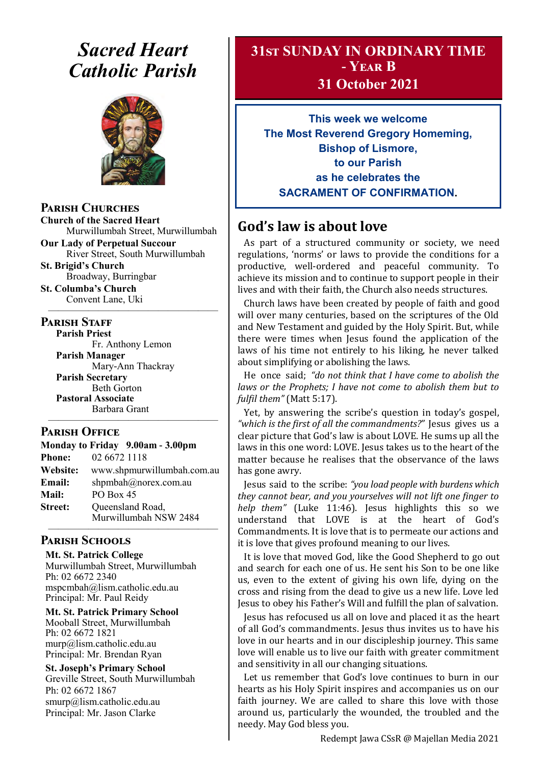# *Sacred Heart Catholic Parish*

## Parish Churches

**Church of the Sacred Heart**
Murwillumbah Street, Murwillumbah

**Our Lady of Perpetual Succour**
River Street, South Murwillumbah

**St. Brigid's Church**
Broadway, Burringbar

**St. Columba's Church**
Convent Lane, Uki

## Parish Staff

**Parish Priest**
Fr. Anthony Lemon

**Parish Manager**
Mary-Ann Thackray

**Parish Secretary**
Beth Gorton

**Pastoral Associate**
Barbara Grant

## Parish Office

**Monday to Friday 9.00am - 3.00pm**

**Phone:** 02 6672 1118
**Website:** www.shpmurwillumbah.com.au
**Email:** shpmbah@norex.com.au
**Mail:** PO Box 45
**Street:** Queensland Road, Murwillumbah NSW 2484

## Parish Schools

**Mt. St. Patrick College**
Murwillumbah Street, Murwillumbah
Ph: 02 6672 2340
mspcmbah@lism.catholic.edu.au
Principal: Mr. Paul Reidy

**Mt. St. Patrick Primary School**
Mooball Street, Murwillumbah
Ph: 02 6672 1821
murp@lism.catholic.edu.au
Principal: Mr. Brendan Ryan

**St. Joseph's Primary School**
Greville Street, South Murwillumbah
Ph: 02 6672 1867
smurp@lism.catholic.edu.au
Principal: Mr. Jason Clarke

# 31st Sunday in Ordinary Time - Year B
## 31 October 2021

**This week we welcome**
**The Most Reverend Gregory Homeming, Bishop of Lismore,**
**to our Parish**
**as he celebrates the**
**SACRAMENT OF CONFIRMATION.**

## God's law is about love

As part of a structured community or society, we need regulations, 'norms' or laws to provide the conditions for a productive, well-ordered and peaceful community. To achieve its mission and to continue to support people in their lives and with their faith, the Church also needs structures.

Church laws have been created by people of faith and good will over many centuries, based on the scriptures of the Old and New Testament and guided by the Holy Spirit. But, while there were times when Jesus found the application of the laws of his time not entirely to his liking, he never talked about simplifying or abolishing the laws.

He once said; *"do not think that I have come to abolish the laws or the Prophets; I have not come to abolish them but to fulfil them"* (Matt 5:17).

Yet, by answering the scribe's question in today's gospel, *"which is the first of all the commandments?"* Jesus gives us a clear picture that God's law is about LOVE. He sums up all the laws in this one word: LOVE. Jesus takes us to the heart of the matter because he realises that the observance of the laws has gone awry.

Jesus said to the scribe: *"you load people with burdens which they cannot bear, and you yourselves will not lift one finger to help them"* (Luke 11:46). Jesus highlights this so we understand that LOVE is at the heart of God's Commandments. It is love that is to permeate our actions and it is love that gives profound meaning to our lives.

It is love that moved God, like the Good Shepherd to go out and search for each one of us. He sent his Son to be one like us, even to the extent of giving his own life, dying on the cross and rising from the dead to give us a new life. Love led Jesus to obey his Father's Will and fulfill the plan of salvation.

Jesus has refocused us all on love and placed it as the heart of all God's commandments. Jesus thus invites us to have his love in our hearts and in our discipleship journey. This same love will enable us to live our faith with greater commitment and sensitivity in all our changing situations.

Let us remember that God's love continues to burn in our hearts as his Holy Spirit inspires and accompanies us on our faith journey. We are called to share this love with those around us, particularly the wounded, the troubled and the needy. May God bless you.

Redempt Jawa CSsR @ Majellan Media 2021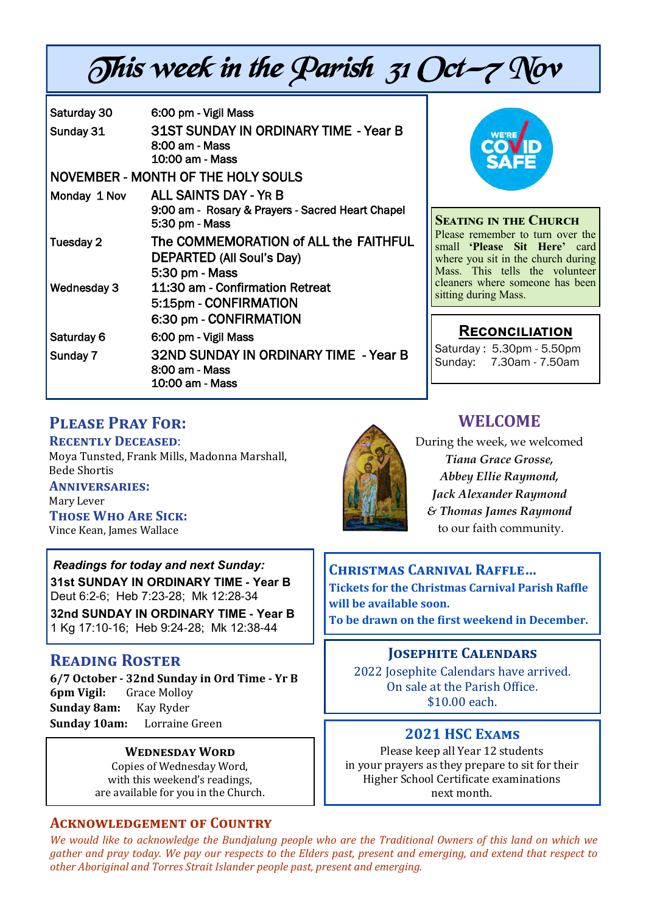# This week in the Parish 31 Oct–7 Nov

| | |
|---|---|
| Saturday 30 | 6:00 pm - Vigil Mass |
| Sunday 31 | 31ST SUNDAY IN ORDINARY TIME - Year B<br>8:00 am - Mass<br>10:00 am - Mass |
| **NOVEMBER - MONTH OF THE HOLY SOULS** | |
| Monday 1 Nov | ALL SAINTS DAY - YR B<br>9:00 am - Rosary & Prayers - Sacred Heart Chapel<br>5:30 pm - Mass |
| Tuesday 2 | The COMMEMORATION of ALL the FAITHFUL DEPARTED (All Soul's Day)<br>5:30 pm - Mass |
| Wednesday 3 | 11:30 am - Confirmation Retreat<br>5:15pm - CONFIRMATION<br>6:30 pm - CONFIRMATION |
| Saturday 6 | 6:00 pm - Vigil Mass |
| Sunday 7 | 32ND SUNDAY IN ORDINARY TIME - Year B<br>8:00 am - Mass<br>10:00 am - Mass |

WE'RE COVID SAFE

### Seating in the Church

Please remember to turn over the small **'Please Sit Here'** card where you sit in the church during Mass. This tells the volunteer cleaners where someone has been sitting during Mass.

### Reconciliation

Saturday : 5.30pm - 5.50pm
Sunday: 7.30am - 7.50am

## Please Pray For:

### Recently Deceased:

Moya Tunsted, Frank Mills, Madonna Marshall, Bede Shortis

### Anniversaries:

Mary Lever

### Those Who Are Sick:

Vince Kean, James Wallace

## WELCOME

During the week, we welcomed
*Tiana Grace Grosse,*
*Abbey Ellie Raymond,*
*Jack Alexander Raymond*
*& Thomas James Raymond*
to our faith community.

***Readings for today and next Sunday:***

**31st SUNDAY IN ORDINARY TIME - Year B**
Deut 6:2-6; Heb 7:23-28; Mk 12:28-34

**32nd SUNDAY IN ORDINARY TIME - Year B**
1 Kg 17:10-16; Heb 9:24-28; Mk 12:38-44

### Christmas Carnival Raffle…

**Tickets for the Christmas Carnival Parish Raffle will be available soon.**
**To be drawn on the first weekend in December.**

## Reading Roster

**6/7 October - 32nd Sunday in Ord Time - Yr B**
**6pm Vigil:** Grace Molloy
**Sunday 8am:** Kay Ryder
**Sunday 10am:** Lorraine Green

### Josephite Calendars

2022 Josephite Calendars have arrived.
On sale at the Parish Office.
$10.00 each.

### Wednesday Word

Copies of Wednesday Word, with this weekend's readings, are available for you in the Church.

### 2021 HSC Exams

Please keep all Year 12 students in your prayers as they prepare to sit for their Higher School Certificate examinations next month.

### Acknowledgement of Country

*We would like to acknowledge the Bundjalung people who are the Traditional Owners of this land on which we gather and pray today. We pay our respects to the Elders past, present and emerging, and extend that respect to other Aboriginal and Torres Strait Islander people past, present and emerging.*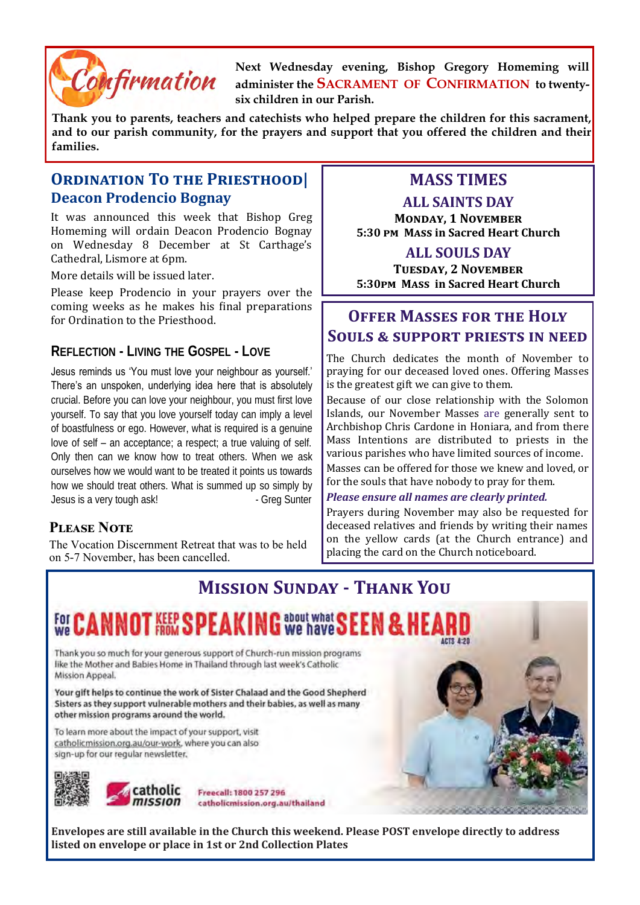## Confirmation

**Next Wednesday evening, Bishop Gregory Homeming will administer the SACRAMENT OF CONFIRMATION to twenty-six children in our Parish.**

**Thank you to parents, teachers and catechists who helped prepare the children for this sacrament, and to our parish community, for the prayers and support that you offered the children and their families.**

## Ordination To the Priesthood| Deacon Prodencio Bognay

It was announced this week that Bishop Greg Homeming will ordain Deacon Prodencio Bognay on Wednesday 8 December at St Carthage's Cathedral, Lismore at 6pm.

More details will be issued later.

Please keep Prodencio in your prayers over the coming weeks as he makes his final preparations for Ordination to the Priesthood.

### Reflection - Living the Gospel - Love

Jesus reminds us 'You must love your neighbour as yourself.' There's an unspoken, underlying idea here that is absolutely crucial. Before you can love your neighbour, you must first love yourself. To say that you love yourself today can imply a level of boastfulness or ego. However, what is required is a genuine love of self – an acceptance; a respect; a true valuing of self. Only then can we know how to treat others. When we ask ourselves how we would want to be treated it points us towards how we should treat others. What is summed up so simply by Jesus is a very tough ask!

- Greg Sunter

### Please Note

The Vocation Discernment Retreat that was to be held on 5-7 November, has been cancelled.

## MASS TIMES

### ALL SAINTS DAY

**Monday, 1 November**
**5:30 pm Mass in Sacred Heart Church**

### ALL SOULS DAY

**Tuesday, 2 November**
**5:30pm Mass in Sacred Heart Church**

## Offer Masses for the Holy Souls & support priests in need

The Church dedicates the month of November to praying for our deceased loved ones. Offering Masses is the greatest gift we can give to them.

Because of our close relationship with the Solomon Islands, our November Masses are generally sent to Archbishop Chris Cardone in Honiara, and from there Mass Intentions are distributed to priests in the various parishes who have limited sources of income.

Masses can be offered for those we knew and loved, or for the souls that have nobody to pray for them.

***Please ensure all names are clearly printed.***

Prayers during November may also be requested for deceased relatives and friends by writing their names on the yellow cards (at the Church entrance) and placing the card on the Church noticeboard.

## Mission Sunday - Thank You

**For we CANNOT KEEP FROM SPEAKING about what we have SEEN & HEARD** ACTS 4:20

Thank you so much for your generous support of Church-run mission programs like the Mother and Babies Home in Thailand through last week's Catholic Mission Appeal.

**Your gift helps to continue the work of Sister Chalaad and the Good Shepherd Sisters as they support vulnerable mothers and their babies, as well as many other mission programs around the world.**

To learn more about the impact of your support, visit catholicmission.org.au/our-work, where you can also sign-up for our regular newsletter.

catholic mission

Freecall: 1800 257 296
catholicmission.org.au/thailand

**Envelopes are still available in the Church this weekend. Please POST envelope directly to address listed on envelope or place in 1st or 2nd Collection Plates**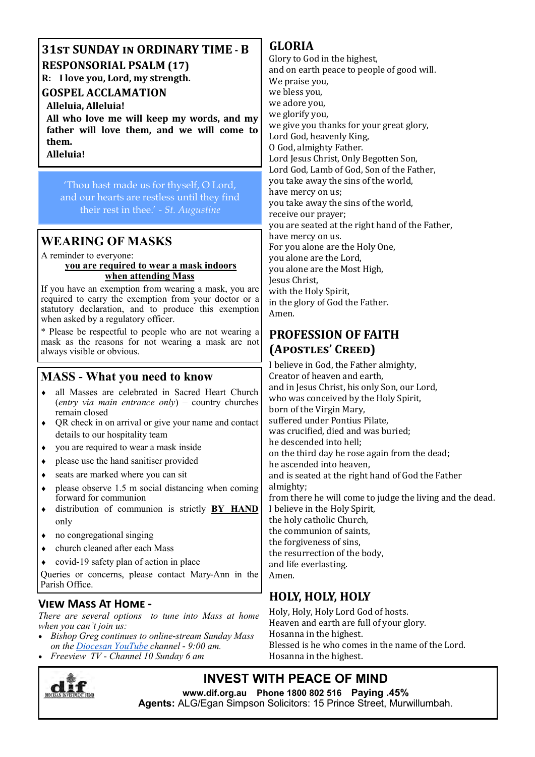## 31ST SUNDAY IN ORDINARY TIME - B

### RESPONSORIAL PSALM (17)

**R: I love you, Lord, my strength.**

### GOSPEL ACCLAMATION

**Alleluia, Alleluia!**
**All who love me will keep my words, and my father will love them, and we will come to them.**
**Alleluia!**

'Thou hast made us for thyself, O Lord, and our hearts are restless until they find their rest in thee.' - *St. Augustine*

## WEARING OF MASKS

A reminder to everyone:

**you are required to wear a mask indoors when attending Mass**

If you have an exemption from wearing a mask, you are required to carry the exemption from your doctor or a statutory declaration, and to produce this exemption when asked by a regulatory officer.

* Please be respectful to people who are not wearing a mask as the reasons for not wearing a mask are not always visible or obvious.

## MASS - What you need to know

- all Masses are celebrated in Sacred Heart Church (*entry via main entrance only*) – country churches remain closed
- QR check in on arrival or give your name and contact details to our hospitality team
- you are required to wear a mask inside
- please use the hand sanitiser provided
- seats are marked where you can sit
- please observe 1.5 m social distancing when coming forward for communion
- distribution of communion is strictly **BY HAND** only
- no congregational singing
- church cleaned after each Mass
- covid-19 safety plan of action in place

Queries or concerns, please contact Mary-Ann in the Parish Office.

## VIEW MASS AT HOME -

*There are several options to tune into Mass at home when you can't join us:*

- *Bishop Greg continues to online-stream Sunday Mass on the Diocesan YouTube channel - 9:00 am.*
- *Freeview TV - Channel 10 Sunday 6 am*

## GLORIA

Glory to God in the highest,
and on earth peace to people of good will.
We praise you,
we bless you,
we adore you,
we glorify you,
we give you thanks for your great glory,
Lord God, heavenly King,
O God, almighty Father.
Lord Jesus Christ, Only Begotten Son,
Lord God, Lamb of God, Son of the Father,
you take away the sins of the world,
have mercy on us;
you take away the sins of the world,
receive our prayer;
you are seated at the right hand of the Father,
have mercy on us.
For you alone are the Holy One,
you alone are the Lord,
you alone are the Most High,
Jesus Christ,
with the Holy Spirit,
in the glory of God the Father.
Amen.

## PROFESSION OF FAITH (APOSTLES' CREED)

I believe in God, the Father almighty,
Creator of heaven and earth,
and in Jesus Christ, his only Son, our Lord,
who was conceived by the Holy Spirit,
born of the Virgin Mary,
suffered under Pontius Pilate,
was crucified, died and was buried;
he descended into hell;
on the third day he rose again from the dead;
he ascended into heaven,
and is seated at the right hand of God the Father almighty;
from there he will come to judge the living and the dead.
I believe in the Holy Spirit,
the holy catholic Church,
the communion of saints,
the forgiveness of sins,
the resurrection of the body,
and life everlasting.
Amen.

## HOLY, HOLY, HOLY

Holy, Holy, Holy Lord God of hosts.
Heaven and earth are full of your glory.
Hosanna in the highest.
Blessed is he who comes in the name of the Lord.
Hosanna in the highest.

## INVEST WITH PEACE OF MIND

DIOCESAN INVESTMENT FUND

**www.dif.org.au Phone 1800 802 516 Paying .45%**
**Agents:** ALG/Egan Simpson Solicitors: 15 Prince Street, Murwillumbah.